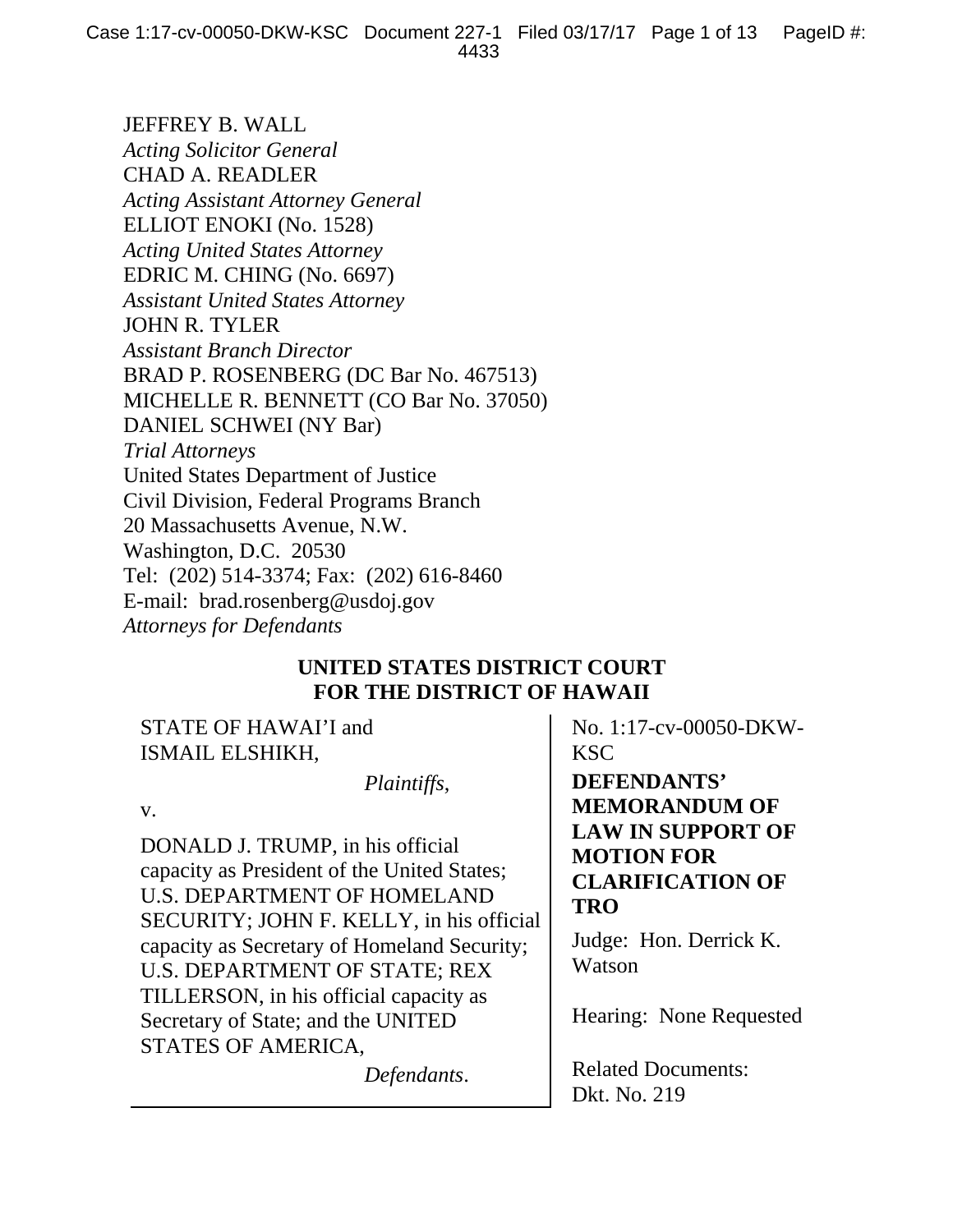JEFFREY B. WALL
*Acting Solicitor General*
CHAD A. READLER
*Acting Assistant Attorney General*
ELLIOT ENOKI (No. 1528)
*Acting United States Attorney*
EDRIC M. CHING (No. 6697)
*Assistant United States Attorney*
JOHN R. TYLER
*Assistant Branch Director*
BRAD P. ROSENBERG (DC Bar No. 467513)
MICHELLE R. BENNETT (CO Bar No. 37050)
DANIEL SCHWEI (NY Bar)
*Trial Attorneys*
United States Department of Justice
Civil Division, Federal Programs Branch
20 Massachusetts Avenue, N.W.
Washington, D.C. 20530
Tel: (202) 514-3374; Fax: (202) 616-8460
E-mail: brad.rosenberg@usdoj.gov
*Attorneys for Defendants*

**UNITED STATES DISTRICT COURT**
**FOR THE DISTRICT OF HAWAII**

STATE OF HAWAI'I and
ISMAIL ELSHIKH,

*Plaintiffs*,

v.

DONALD J. TRUMP, in his official capacity as President of the United States; U.S. DEPARTMENT OF HOMELAND SECURITY; JOHN F. KELLY, in his official capacity as Secretary of Homeland Security; U.S. DEPARTMENT OF STATE; REX TILLERSON, in his official capacity as Secretary of State; and the UNITED STATES OF AMERICA,

*Defendants*.

No. 1:17-cv-00050-DKW-KSC

**DEFENDANTS' MEMORANDUM OF LAW IN SUPPORT OF MOTION FOR CLARIFICATION OF TRO**

Judge: Hon. Derrick K. Watson

Hearing: None Requested

Related Documents:
Dkt. No. 219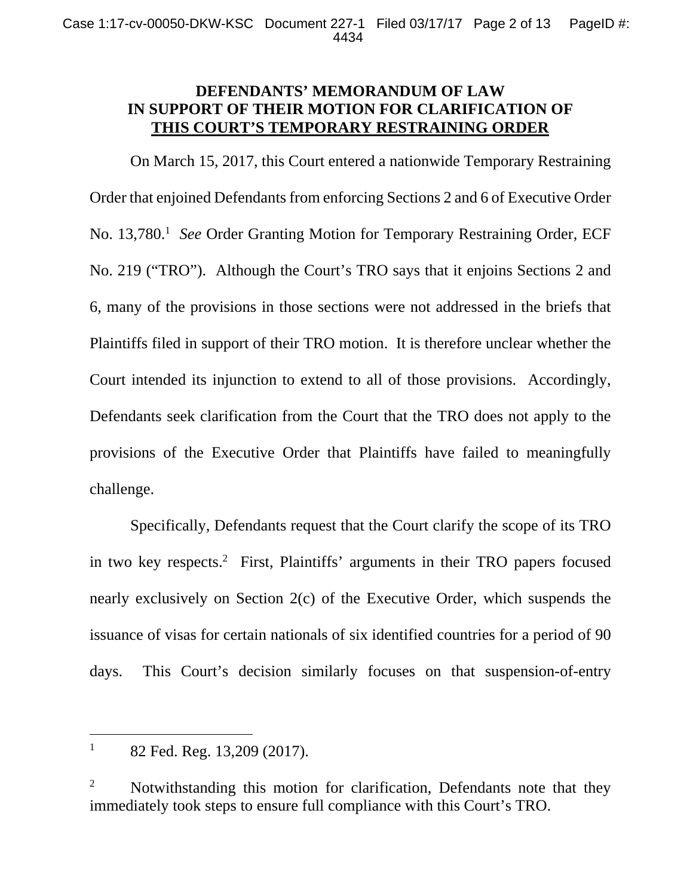**DEFENDANTS' MEMORANDUM OF LAW IN SUPPORT OF THEIR MOTION FOR CLARIFICATION OF THIS COURT'S TEMPORARY RESTRAINING ORDER**

On March 15, 2017, this Court entered a nationwide Temporary Restraining Order that enjoined Defendants from enforcing Sections 2 and 6 of Executive Order No. 13,780.[1] *See* Order Granting Motion for Temporary Restraining Order, ECF No. 219 ("TRO"). Although the Court's TRO says that it enjoins Sections 2 and 6, many of the provisions in those sections were not addressed in the briefs that Plaintiffs filed in support of their TRO motion. It is therefore unclear whether the Court intended its injunction to extend to all of those provisions. Accordingly, Defendants seek clarification from the Court that the TRO does not apply to the provisions of the Executive Order that Plaintiffs have failed to meaningfully challenge.

Specifically, Defendants request that the Court clarify the scope of its TRO in two key respects.[2] First, Plaintiffs' arguments in their TRO papers focused nearly exclusively on Section 2(c) of the Executive Order, which suspends the issuance of visas for certain nationals of six identified countries for a period of 90 days. This Court's decision similarly focuses on that suspension-of-entry

---

[1] 82 Fed. Reg. 13,209 (2017).

[2] Notwithstanding this motion for clarification, Defendants note that they immediately took steps to ensure full compliance with this Court's TRO.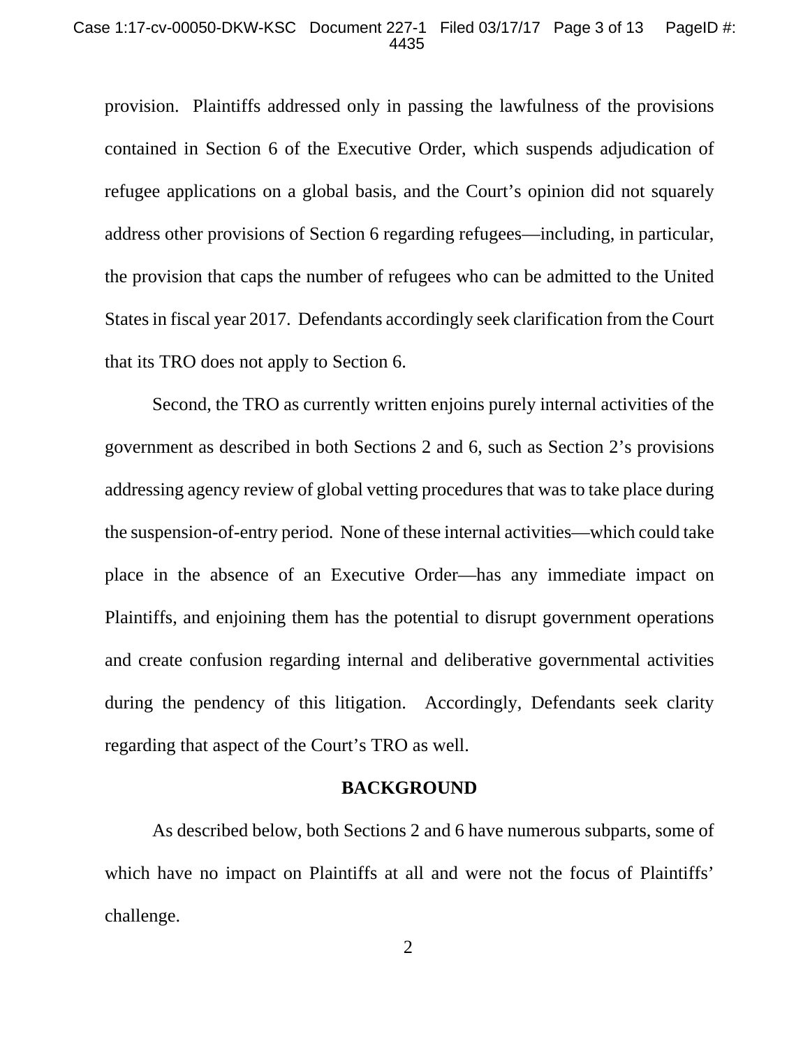provision. Plaintiffs addressed only in passing the lawfulness of the provisions contained in Section 6 of the Executive Order, which suspends adjudication of refugee applications on a global basis, and the Court's opinion did not squarely address other provisions of Section 6 regarding refugees—including, in particular, the provision that caps the number of refugees who can be admitted to the United States in fiscal year 2017. Defendants accordingly seek clarification from the Court that its TRO does not apply to Section 6.

Second, the TRO as currently written enjoins purely internal activities of the government as described in both Sections 2 and 6, such as Section 2's provisions addressing agency review of global vetting procedures that was to take place during the suspension-of-entry period. None of these internal activities—which could take place in the absence of an Executive Order—has any immediate impact on Plaintiffs, and enjoining them has the potential to disrupt government operations and create confusion regarding internal and deliberative governmental activities during the pendency of this litigation. Accordingly, Defendants seek clarity regarding that aspect of the Court's TRO as well.

## BACKGROUND

As described below, both Sections 2 and 6 have numerous subparts, some of which have no impact on Plaintiffs at all and were not the focus of Plaintiffs' challenge.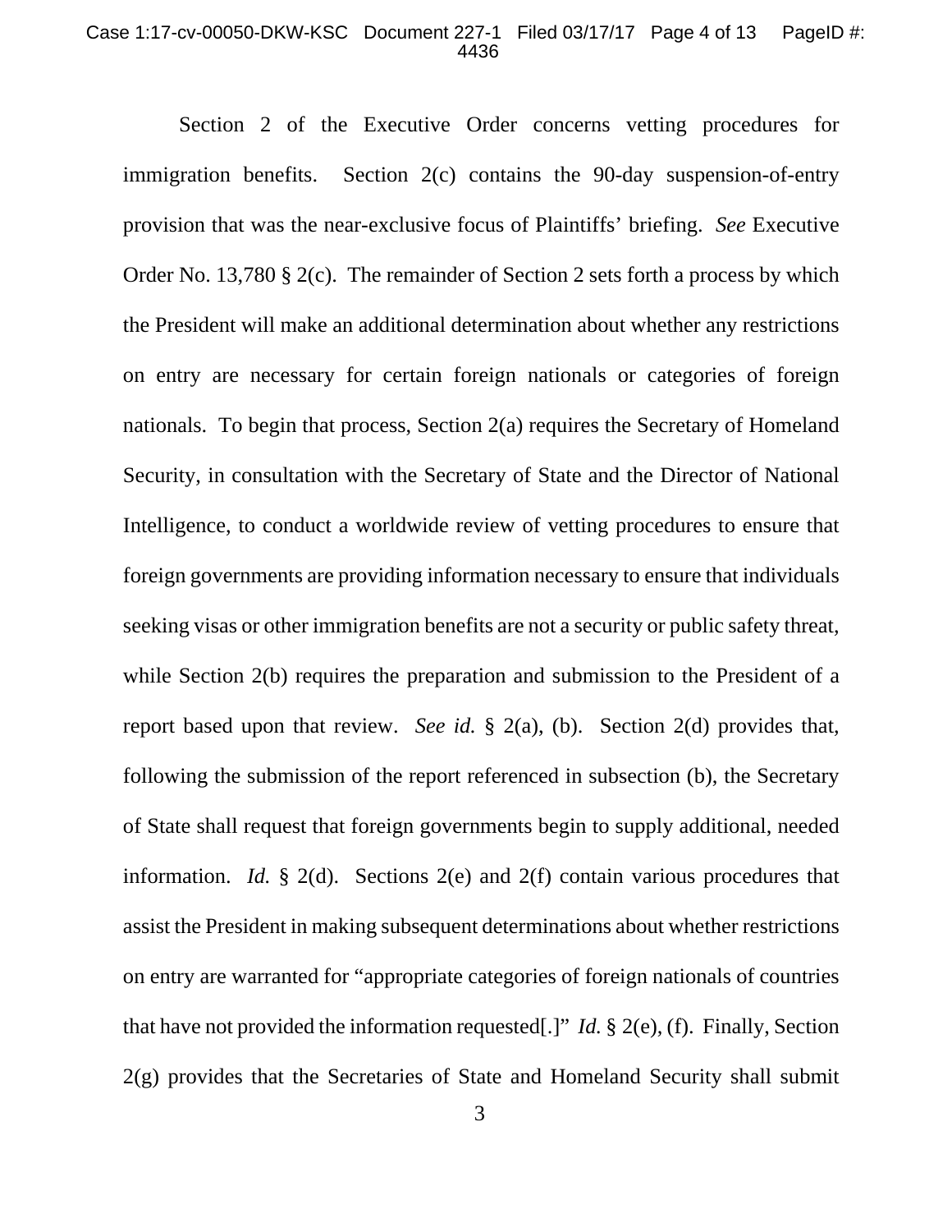Section 2 of the Executive Order concerns vetting procedures for immigration benefits. Section 2(c) contains the 90-day suspension-of-entry provision that was the near-exclusive focus of Plaintiffs' briefing. *See* Executive Order No. 13,780 § 2(c). The remainder of Section 2 sets forth a process by which the President will make an additional determination about whether any restrictions on entry are necessary for certain foreign nationals or categories of foreign nationals. To begin that process, Section 2(a) requires the Secretary of Homeland Security, in consultation with the Secretary of State and the Director of National Intelligence, to conduct a worldwide review of vetting procedures to ensure that foreign governments are providing information necessary to ensure that individuals seeking visas or other immigration benefits are not a security or public safety threat, while Section 2(b) requires the preparation and submission to the President of a report based upon that review. *See id.* § 2(a), (b). Section 2(d) provides that, following the submission of the report referenced in subsection (b), the Secretary of State shall request that foreign governments begin to supply additional, needed information. *Id.* § 2(d). Sections 2(e) and 2(f) contain various procedures that assist the President in making subsequent determinations about whether restrictions on entry are warranted for "appropriate categories of foreign nationals of countries that have not provided the information requested[.]" *Id.* § 2(e), (f). Finally, Section 2(g) provides that the Secretaries of State and Homeland Security shall submit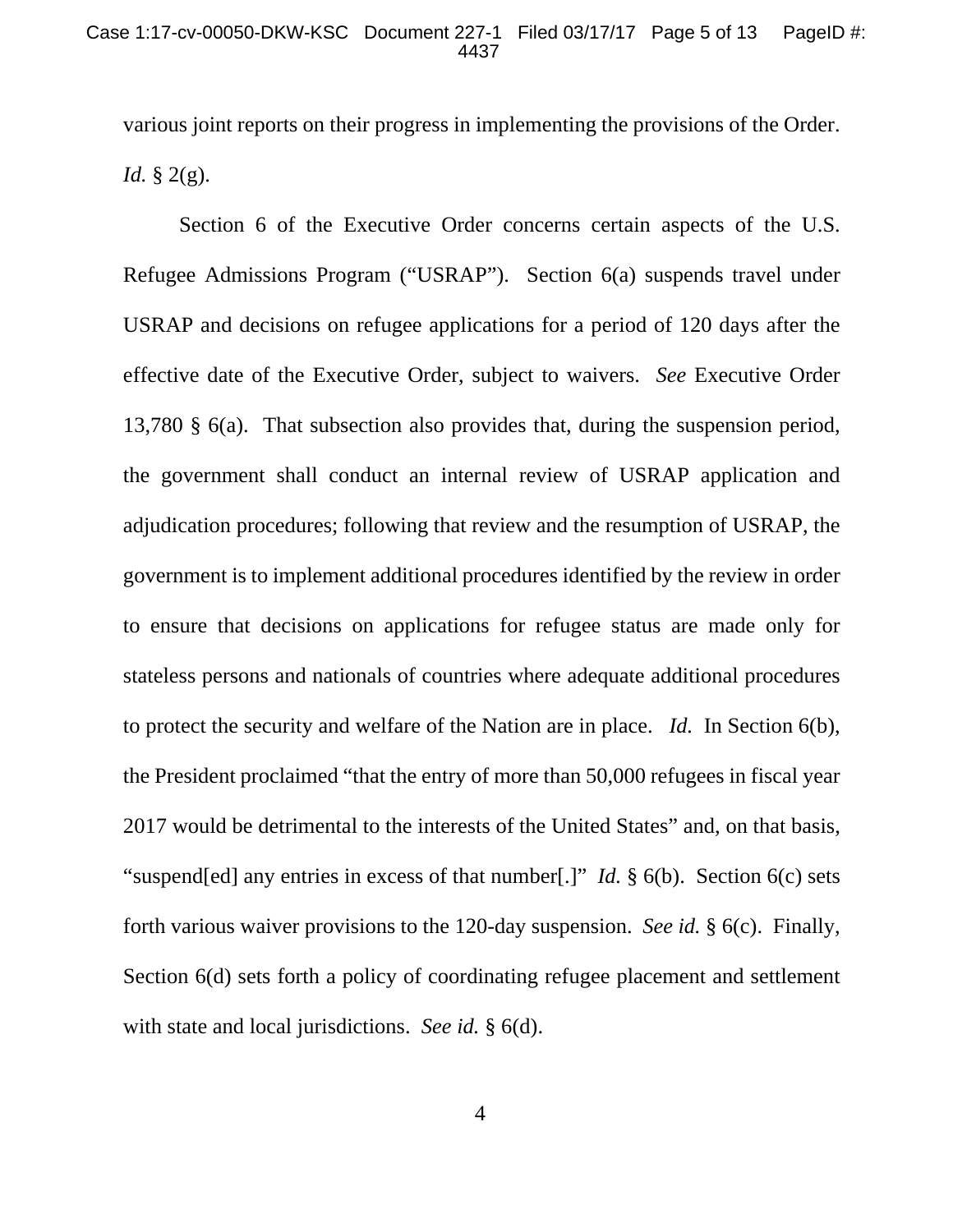various joint reports on their progress in implementing the provisions of the Order. *Id.* § 2(g).

Section 6 of the Executive Order concerns certain aspects of the U.S. Refugee Admissions Program ("USRAP"). Section 6(a) suspends travel under USRAP and decisions on refugee applications for a period of 120 days after the effective date of the Executive Order, subject to waivers. *See* Executive Order 13,780 § 6(a). That subsection also provides that, during the suspension period, the government shall conduct an internal review of USRAP application and adjudication procedures; following that review and the resumption of USRAP, the government is to implement additional procedures identified by the review in order to ensure that decisions on applications for refugee status are made only for stateless persons and nationals of countries where adequate additional procedures to protect the security and welfare of the Nation are in place. *Id.* In Section 6(b), the President proclaimed "that the entry of more than 50,000 refugees in fiscal year 2017 would be detrimental to the interests of the United States" and, on that basis, "suspend[ed] any entries in excess of that number[.]" *Id.* § 6(b). Section 6(c) sets forth various waiver provisions to the 120-day suspension. *See id.* § 6(c). Finally, Section 6(d) sets forth a policy of coordinating refugee placement and settlement with state and local jurisdictions. *See id.* § 6(d).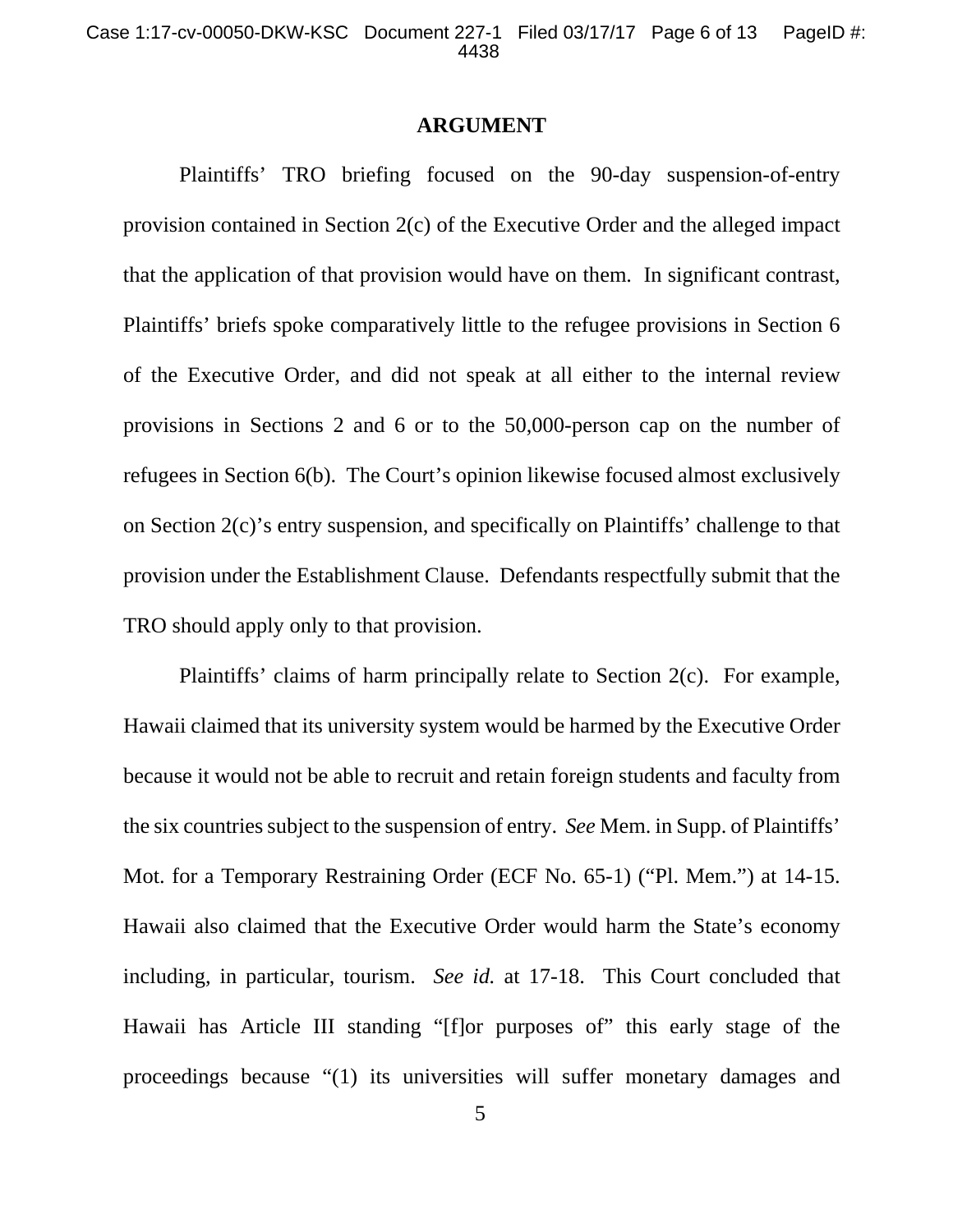## ARGUMENT

Plaintiffs' TRO briefing focused on the 90-day suspension-of-entry provision contained in Section 2(c) of the Executive Order and the alleged impact that the application of that provision would have on them. In significant contrast, Plaintiffs' briefs spoke comparatively little to the refugee provisions in Section 6 of the Executive Order, and did not speak at all either to the internal review provisions in Sections 2 and 6 or to the 50,000-person cap on the number of refugees in Section 6(b). The Court's opinion likewise focused almost exclusively on Section 2(c)'s entry suspension, and specifically on Plaintiffs' challenge to that provision under the Establishment Clause. Defendants respectfully submit that the TRO should apply only to that provision.

Plaintiffs' claims of harm principally relate to Section 2(c). For example, Hawaii claimed that its university system would be harmed by the Executive Order because it would not be able to recruit and retain foreign students and faculty from the six countries subject to the suspension of entry. *See* Mem. in Supp. of Plaintiffs' Mot. for a Temporary Restraining Order (ECF No. 65-1) ("Pl. Mem.") at 14-15. Hawaii also claimed that the Executive Order would harm the State's economy including, in particular, tourism. *See id.* at 17-18. This Court concluded that Hawaii has Article III standing "[f]or purposes of" this early stage of the proceedings because "(1) its universities will suffer monetary damages and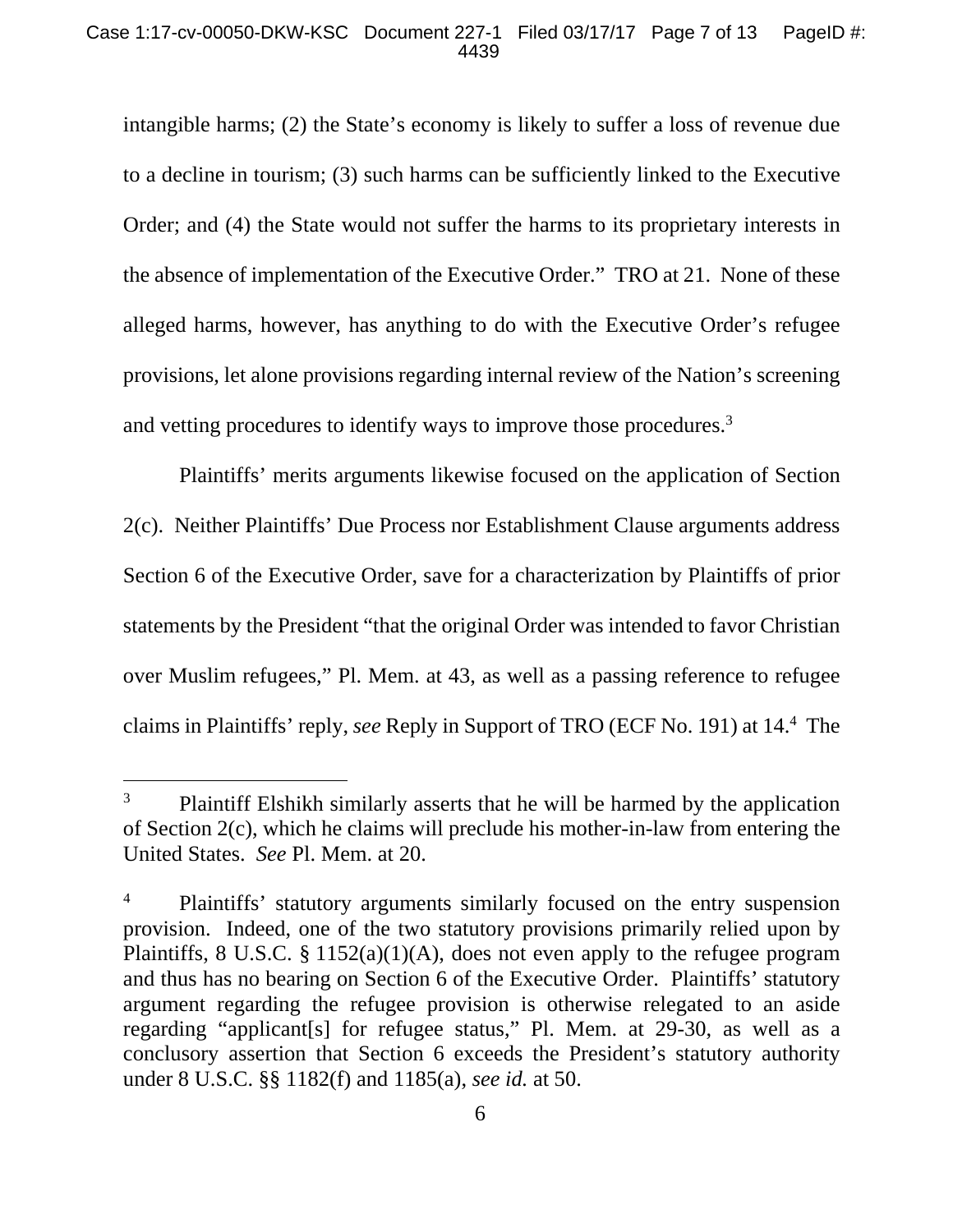intangible harms; (2) the State's economy is likely to suffer a loss of revenue due to a decline in tourism; (3) such harms can be sufficiently linked to the Executive Order; and (4) the State would not suffer the harms to its proprietary interests in the absence of implementation of the Executive Order." TRO at 21. None of these alleged harms, however, has anything to do with the Executive Order's refugee provisions, let alone provisions regarding internal review of the Nation's screening and vetting procedures to identify ways to improve those procedures.[3]

Plaintiffs' merits arguments likewise focused on the application of Section 2(c). Neither Plaintiffs' Due Process nor Establishment Clause arguments address Section 6 of the Executive Order, save for a characterization by Plaintiffs of prior statements by the President "that the original Order was intended to favor Christian over Muslim refugees," Pl. Mem. at 43, as well as a passing reference to refugee claims in Plaintiffs' reply, *see* Reply in Support of TRO (ECF No. 191) at 14.[4] The

---

[3] Plaintiff Elshikh similarly asserts that he will be harmed by the application of Section 2(c), which he claims will preclude his mother-in-law from entering the United States. *See* Pl. Mem. at 20.

[4] Plaintiffs' statutory arguments similarly focused on the entry suspension provision. Indeed, one of the two statutory provisions primarily relied upon by Plaintiffs, 8 U.S.C. § 1152(a)(1)(A), does not even apply to the refugee program and thus has no bearing on Section 6 of the Executive Order. Plaintiffs' statutory argument regarding the refugee provision is otherwise relegated to an aside regarding "applicant[s] for refugee status," Pl. Mem. at 29-30, as well as a conclusory assertion that Section 6 exceeds the President's statutory authority under 8 U.S.C. §§ 1182(f) and 1185(a), *see id.* at 50.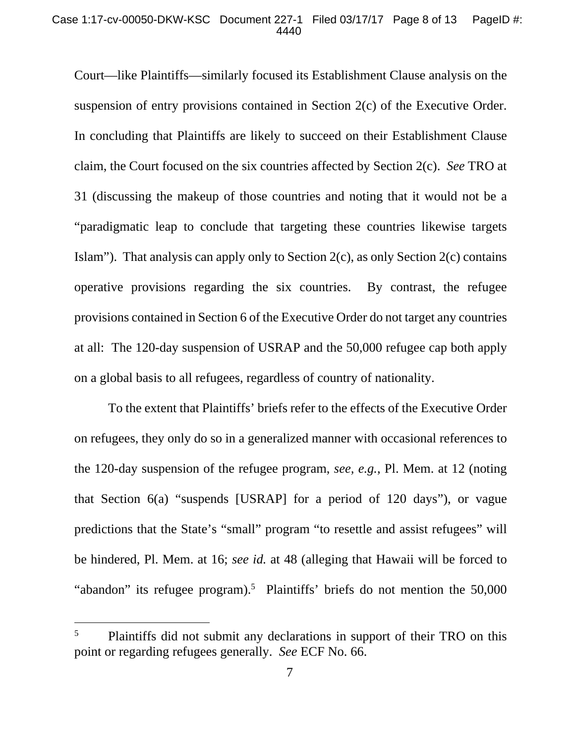Court—like Plaintiffs—similarly focused its Establishment Clause analysis on the suspension of entry provisions contained in Section 2(c) of the Executive Order. In concluding that Plaintiffs are likely to succeed on their Establishment Clause claim, the Court focused on the six countries affected by Section 2(c). *See* TRO at 31 (discussing the makeup of those countries and noting that it would not be a "paradigmatic leap to conclude that targeting these countries likewise targets Islam"). That analysis can apply only to Section 2(c), as only Section 2(c) contains operative provisions regarding the six countries. By contrast, the refugee provisions contained in Section 6 of the Executive Order do not target any countries at all: The 120-day suspension of USRAP and the 50,000 refugee cap both apply on a global basis to all refugees, regardless of country of nationality.

To the extent that Plaintiffs' briefs refer to the effects of the Executive Order on refugees, they only do so in a generalized manner with occasional references to the 120-day suspension of the refugee program, *see, e.g.*, Pl. Mem. at 12 (noting that Section 6(a) "suspends [USRAP] for a period of 120 days"), or vague predictions that the State's "small" program "to resettle and assist refugees" will be hindered, Pl. Mem. at 16; *see id.* at 48 (alleging that Hawaii will be forced to "abandon" its refugee program).[5] Plaintiffs' briefs do not mention the 50,000

[5] Plaintiffs did not submit any declarations in support of their TRO on this point or regarding refugees generally. *See* ECF No. 66.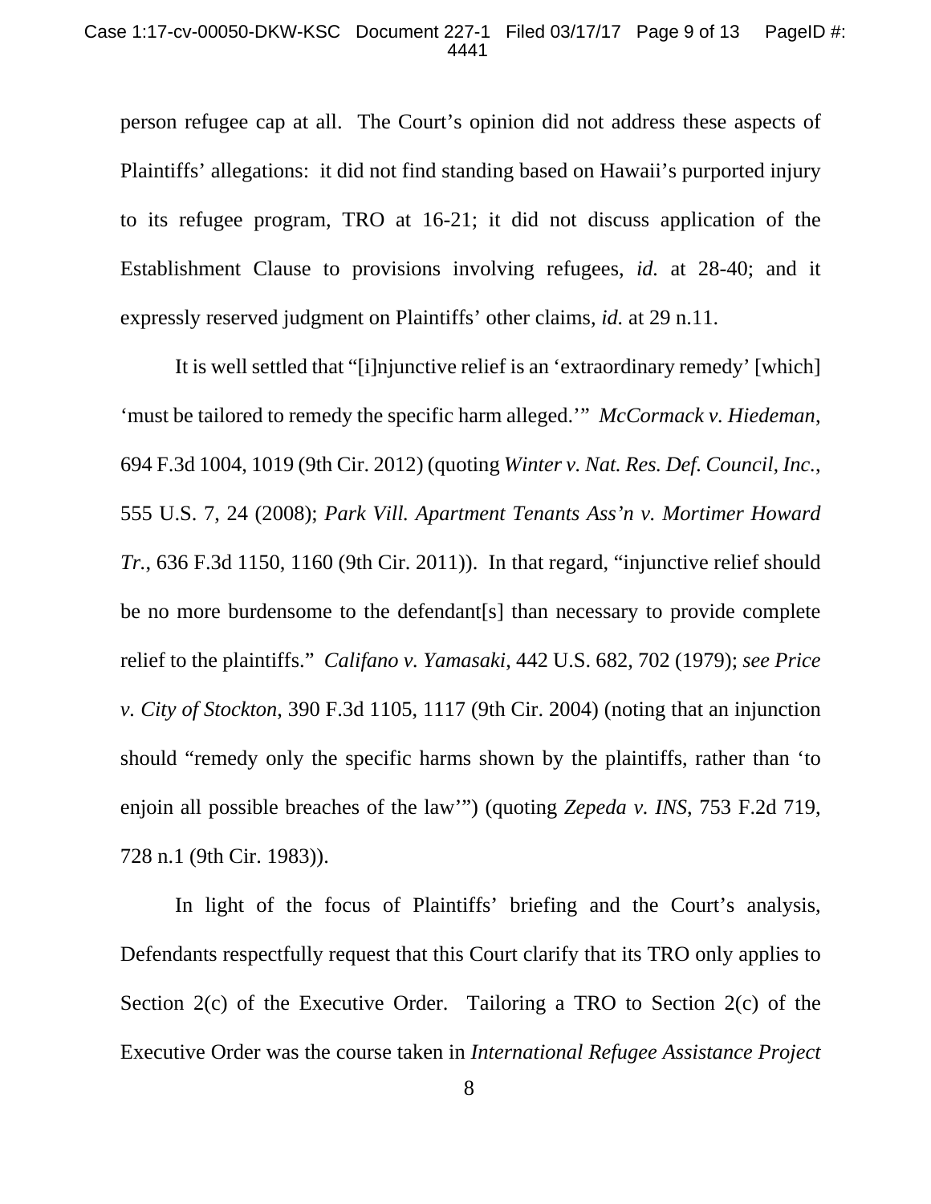person refugee cap at all. The Court's opinion did not address these aspects of Plaintiffs' allegations: it did not find standing based on Hawaii's purported injury to its refugee program, TRO at 16-21; it did not discuss application of the Establishment Clause to provisions involving refugees, *id.* at 28-40; and it expressly reserved judgment on Plaintiffs' other claims, *id.* at 29 n.11.

It is well settled that "[i]njunctive relief is an 'extraordinary remedy' [which] 'must be tailored to remedy the specific harm alleged.'" *McCormack v. Hiedeman*, 694 F.3d 1004, 1019 (9th Cir. 2012) (quoting *Winter v. Nat. Res. Def. Council, Inc.*, 555 U.S. 7, 24 (2008); *Park Vill. Apartment Tenants Ass'n v. Mortimer Howard Tr.*, 636 F.3d 1150, 1160 (9th Cir. 2011)). In that regard, "injunctive relief should be no more burdensome to the defendant[s] than necessary to provide complete relief to the plaintiffs." *Califano v. Yamasaki*, 442 U.S. 682, 702 (1979); *see Price v. City of Stockton*, 390 F.3d 1105, 1117 (9th Cir. 2004) (noting that an injunction should "remedy only the specific harms shown by the plaintiffs, rather than 'to enjoin all possible breaches of the law'") (quoting *Zepeda v. INS*, 753 F.2d 719, 728 n.1 (9th Cir. 1983)).

In light of the focus of Plaintiffs' briefing and the Court's analysis, Defendants respectfully request that this Court clarify that its TRO only applies to Section 2(c) of the Executive Order. Tailoring a TRO to Section 2(c) of the Executive Order was the course taken in *International Refugee Assistance Project*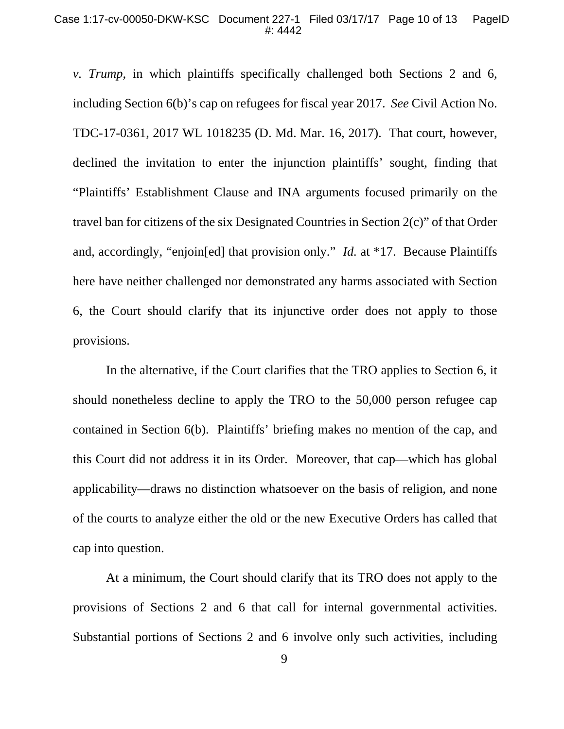*v. Trump*, in which plaintiffs specifically challenged both Sections 2 and 6, including Section 6(b)'s cap on refugees for fiscal year 2017. *See* Civil Action No. TDC-17-0361, 2017 WL 1018235 (D. Md. Mar. 16, 2017). That court, however, declined the invitation to enter the injunction plaintiffs' sought, finding that "Plaintiffs' Establishment Clause and INA arguments focused primarily on the travel ban for citizens of the six Designated Countries in Section 2(c)" of that Order and, accordingly, "enjoin[ed] that provision only." *Id.* at *17. Because Plaintiffs here have neither challenged nor demonstrated any harms associated with Section 6, the Court should clarify that its injunctive order does not apply to those provisions.

In the alternative, if the Court clarifies that the TRO applies to Section 6, it should nonetheless decline to apply the TRO to the 50,000 person refugee cap contained in Section 6(b). Plaintiffs' briefing makes no mention of the cap, and this Court did not address it in its Order. Moreover, that cap—which has global applicability—draws no distinction whatsoever on the basis of religion, and none of the courts to analyze either the old or the new Executive Orders has called that cap into question.

At a minimum, the Court should clarify that its TRO does not apply to the provisions of Sections 2 and 6 that call for internal governmental activities. Substantial portions of Sections 2 and 6 involve only such activities, including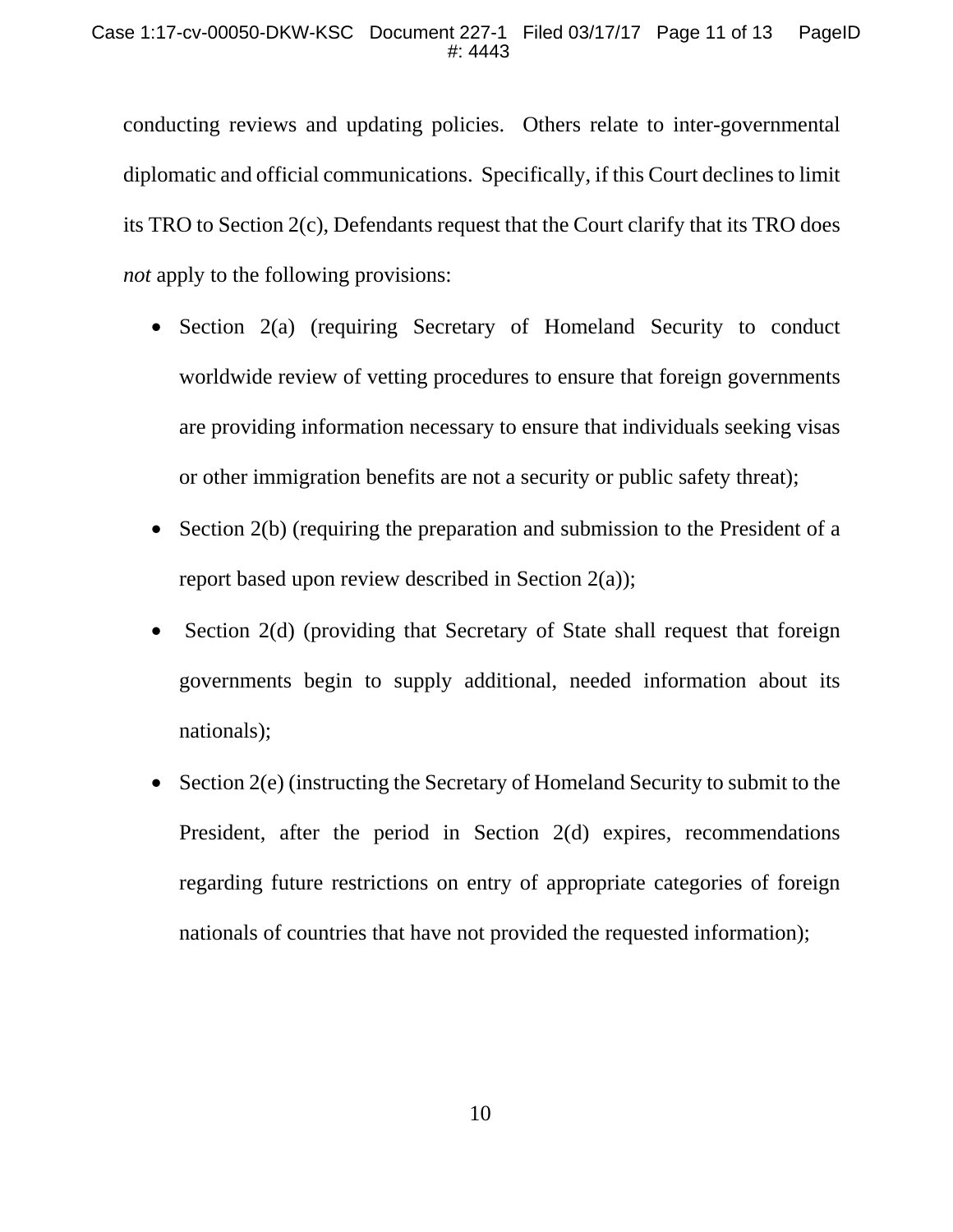conducting reviews and updating policies. Others relate to inter-governmental diplomatic and official communications. Specifically, if this Court declines to limit its TRO to Section 2(c), Defendants request that the Court clarify that its TRO does *not* apply to the following provisions:

- Section 2(a) (requiring Secretary of Homeland Security to conduct worldwide review of vetting procedures to ensure that foreign governments are providing information necessary to ensure that individuals seeking visas or other immigration benefits are not a security or public safety threat);
- Section 2(b) (requiring the preparation and submission to the President of a report based upon review described in Section 2(a));
- Section 2(d) (providing that Secretary of State shall request that foreign governments begin to supply additional, needed information about its nationals);
- Section 2(e) (instructing the Secretary of Homeland Security to submit to the President, after the period in Section 2(d) expires, recommendations regarding future restrictions on entry of appropriate categories of foreign nationals of countries that have not provided the requested information);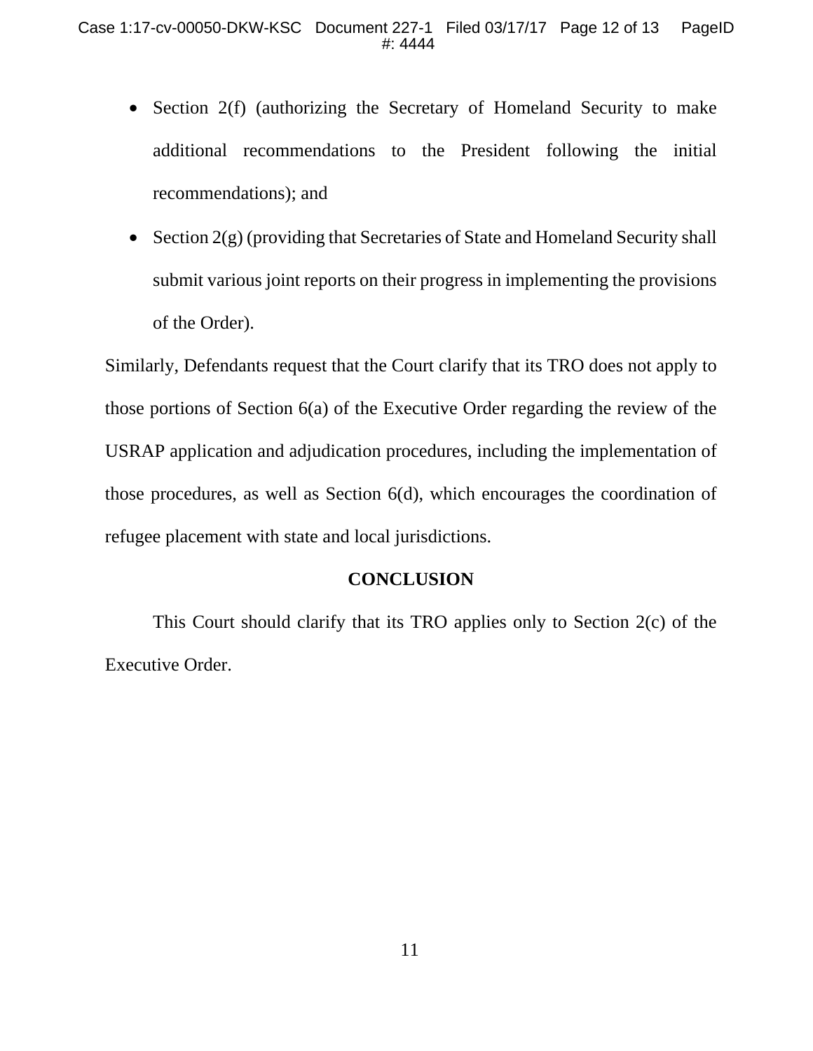- Section 2(f) (authorizing the Secretary of Homeland Security to make additional recommendations to the President following the initial recommendations); and
- Section 2(g) (providing that Secretaries of State and Homeland Security shall submit various joint reports on their progress in implementing the provisions of the Order).

Similarly, Defendants request that the Court clarify that its TRO does not apply to those portions of Section 6(a) of the Executive Order regarding the review of the USRAP application and adjudication procedures, including the implementation of those procedures, as well as Section 6(d), which encourages the coordination of refugee placement with state and local jurisdictions.

**CONCLUSION**

This Court should clarify that its TRO applies only to Section 2(c) of the Executive Order.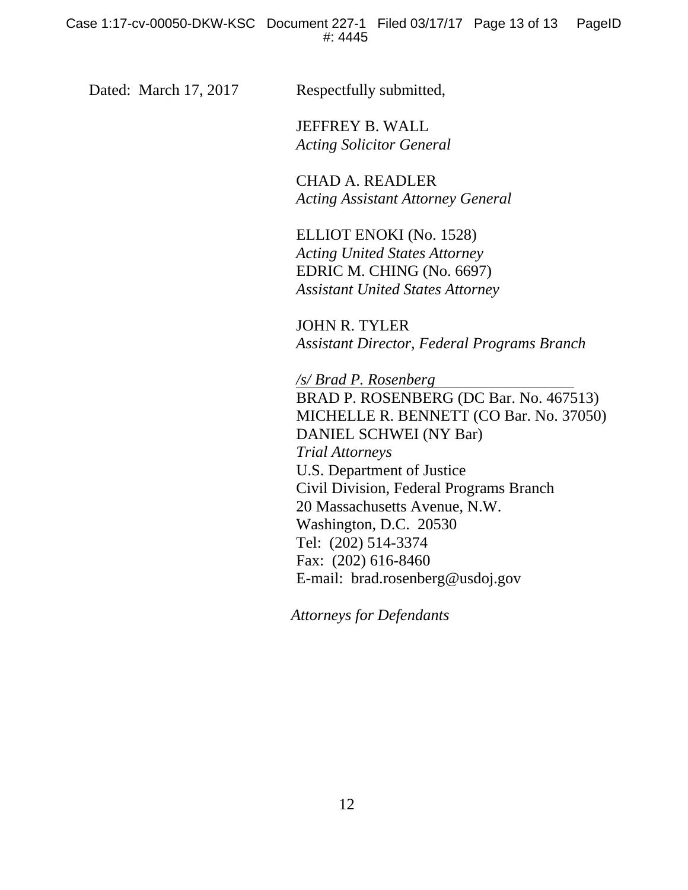Dated: March 17, 2017

Respectfully submitted,

JEFFREY B. WALL
*Acting Solicitor General*

CHAD A. READLER
*Acting Assistant Attorney General*

ELLIOT ENOKI (No. 1528)
*Acting United States Attorney*
EDRIC M. CHING (No. 6697)
*Assistant United States Attorney*

JOHN R. TYLER
*Assistant Director, Federal Programs Branch*

*/s/ Brad P. Rosenberg*
BRAD P. ROSENBERG (DC Bar. No. 467513)
MICHELLE R. BENNETT (CO Bar. No. 37050)
DANIEL SCHWEI (NY Bar)
*Trial Attorneys*
U.S. Department of Justice
Civil Division, Federal Programs Branch
20 Massachusetts Avenue, N.W.
Washington, D.C. 20530
Tel: (202) 514-3374
Fax: (202) 616-8460
E-mail: brad.rosenberg@usdoj.gov

*Attorneys for Defendants*